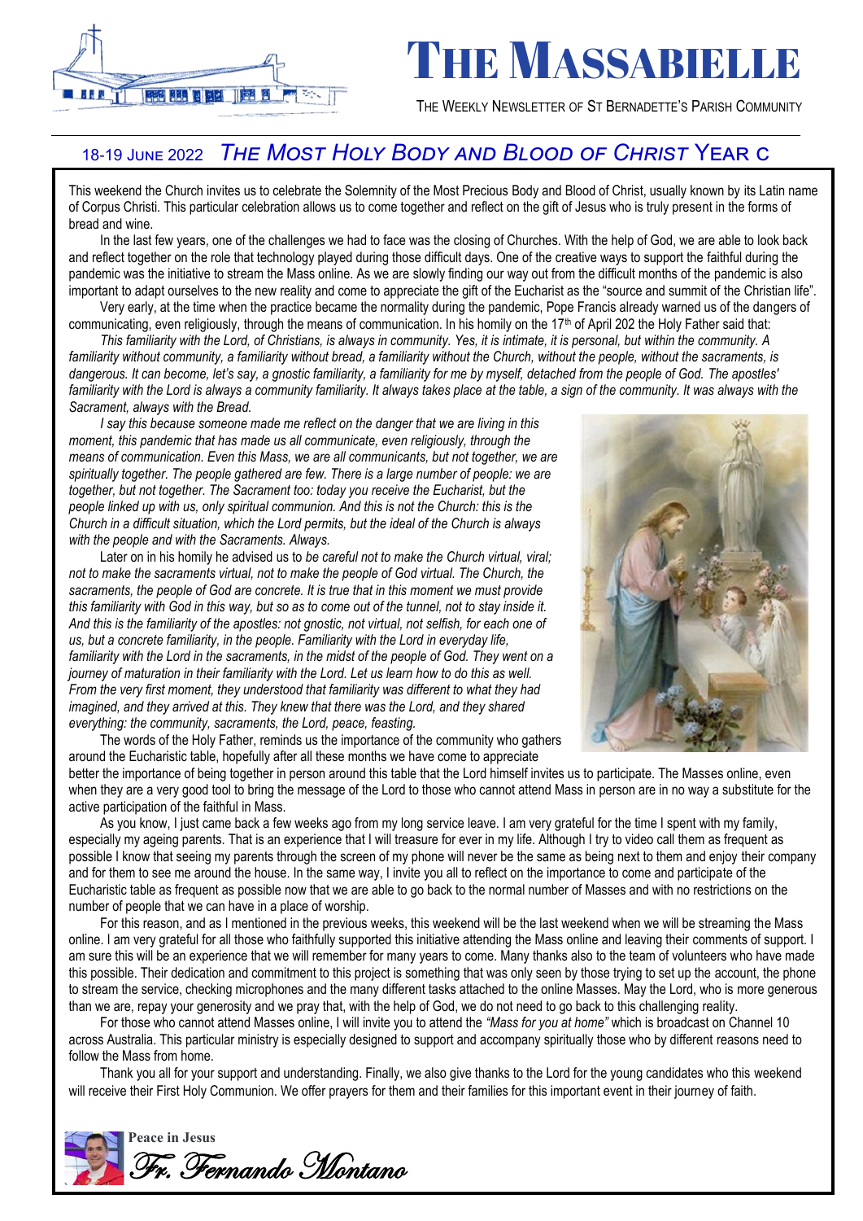# THE MASSABIELLE

THE WEEKLY NEWSLETTER OF ST BERNADETTE'S PARISH COMMUNITY

## 18-19 JUNE 2022 *THE MOST HOLY BODY AND BLOOD OF CHRIST* YEAR C

This weekend the Church invites us to celebrate the Solemnity of the Most Precious Body and Blood of Christ, usually known by its Latin name of Corpus Christi. This particular celebration allows us to come together and reflect on the gift of Jesus who is truly present in the forms of bread and wine.

In the last few years, one of the challenges we had to face was the closing of Churches. With the help of God, we are able to look back and reflect together on the role that technology played during those difficult days. One of the creative ways to support the faithful during the pandemic was the initiative to stream the Mass online. As we are slowly finding our way out from the difficult months of the pandemic is also important to adapt ourselves to the new reality and come to appreciate the gift of the Eucharist as the "source and summit of the Christian life".

Very early, at the time when the practice became the normality during the pandemic, Pope Francis already warned us of the dangers of communicating, even religiously, through the means of communication. In his homily on the 17th of April 202 the Holy Father said that:

*This familiarity with the Lord, of Christians, is always in community. Yes, it is intimate, it is personal, but within the community. A familiarity without community, a familiarity without bread, a familiarity without the Church, without the people, without the sacraments, is dangerous. It can become, let's say, a gnostic familiarity, a familiarity for me by myself, detached from the people of God. The apostles' familiarity with the Lord is always a community familiarity. It always takes place at the table, a sign of the community. It was always with the Sacrament, always with the Bread.*

*I say this because someone made me reflect on the danger that we are living in this moment, this pandemic that has made us all communicate, even religiously, through the means of communication. Even this Mass, we are all communicants, but not together, we are spiritually together. The people gathered are few. There is a large number of people: we are together, but not together. The Sacrament too: today you receive the Eucharist, but the people linked up with us, only spiritual communion. And this is not the Church: this is the Church in a difficult situation, which the Lord permits, but the ideal of the Church is always with the people and with the Sacraments. Always.*

Later on in his homily he advised us to *be careful not to make the Church virtual, viral; not to make the sacraments virtual, not to make the people of God virtual. The Church, the sacraments, the people of God are concrete. It is true that in this moment we must provide this familiarity with God in this way, but so as to come out of the tunnel, not to stay inside it. And this is the familiarity of the apostles: not gnostic, not virtual, not selfish, for each one of us, but a concrete familiarity, in the people. Familiarity with the Lord in everyday life, familiarity with the Lord in the sacraments, in the midst of the people of God. They went on a journey of maturation in their familiarity with the Lord. Let us learn how to do this as well. From the very first moment, they understood that familiarity was different to what they had imagined, and they arrived at this. They knew that there was the Lord, and they shared everything: the community, sacraments, the Lord, peace, feasting.*

The words of the Holy Father, reminds us the importance of the community who gathers around the Eucharistic table, hopefully after all these months we have come to appreciate better the importance of being together in person around this table that the Lord himself invites us to participate. The Masses online, even when they are a very good tool to bring the message of the Lord to those who cannot attend Mass in person are in no way a substitute for the active participation of the faithful in Mass.

As you know, I just came back a few weeks ago from my long service leave. I am very grateful for the time I spent with my family, especially my ageing parents. That is an experience that I will treasure for ever in my life. Although I try to video call them as frequent as possible I know that seeing my parents through the screen of my phone will never be the same as being next to them and enjoy their company and for them to see me around the house. In the same way, I invite you all to reflect on the importance to come and participate of the Eucharistic table as frequent as possible now that we are able to go back to the normal number of Masses and with no restrictions on the number of people that we can have in a place of worship.

For this reason, and as I mentioned in the previous weeks, this weekend will be the last weekend when we will be streaming the Mass online. I am very grateful for all those who faithfully supported this initiative attending the Mass online and leaving their comments of support. I am sure this will be an experience that we will remember for many years to come. Many thanks also to the team of volunteers who have made this possible. Their dedication and commitment to this project is something that was only seen by those trying to set up the account, the phone to stream the service, checking microphones and the many different tasks attached to the online Masses. May the Lord, who is more generous than we are, repay your generosity and we pray that, with the help of God, we do not need to go back to this challenging reality.

For those who cannot attend Masses online, I will invite you to attend the *"Mass for you at home"* which is broadcast on Channel 10 across Australia. This particular ministry is especially designed to support and accompany spiritually those who by different reasons need to follow the Mass from home.

Thank you all for your support and understanding. Finally, we also give thanks to the Lord for the young candidates who this weekend will receive their First Holy Communion. We offer prayers for them and their families for this important event in their journey of faith.

**Peace in Jesus**

*Fr. Fernando Montano*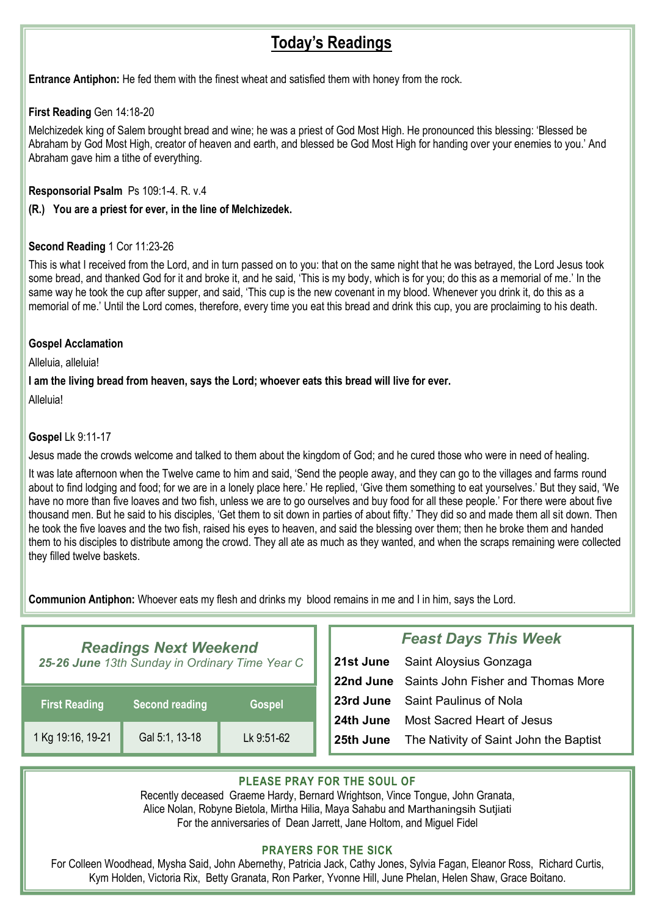## Today's Readings

**Entrance Antiphon:** He fed them with the finest wheat and satisfied them with honey from the rock.

**First Reading** Gen 14:18-20

Melchizedek king of Salem brought bread and wine; he was a priest of God Most High. He pronounced this blessing: 'Blessed be Abraham by God Most High, creator of heaven and earth, and blessed be God Most High for handing over your enemies to you.' And Abraham gave him a tithe of everything.

**Responsorial Psalm** Ps 109:1-4. R. v.4

**(R.) You are a priest for ever, in the line of Melchizedek.**

**Second Reading** 1 Cor 11:23-26

This is what I received from the Lord, and in turn passed on to you: that on the same night that he was betrayed, the Lord Jesus took some bread, and thanked God for it and broke it, and he said, 'This is my body, which is for you; do this as a memorial of me.' In the same way he took the cup after supper, and said, 'This cup is the new covenant in my blood. Whenever you drink it, do this as a memorial of me.' Until the Lord comes, therefore, every time you eat this bread and drink this cup, you are proclaiming to his death.

**Gospel Acclamation**

Alleluia, alleluia!

**I am the living bread from heaven, says the Lord; whoever eats this bread will live for ever.**

Alleluia!

**Gospel** Lk 9:11-17

Jesus made the crowds welcome and talked to them about the kingdom of God; and he cured those who were in need of healing.

It was late afternoon when the Twelve came to him and said, 'Send the people away, and they can go to the villages and farms round about to find lodging and food; for we are in a lonely place here.' He replied, 'Give them something to eat yourselves.' But they said, 'We have no more than five loaves and two fish, unless we are to go ourselves and buy food for all these people.' For there were about five thousand men. But he said to his disciples, 'Get them to sit down in parties of about fifty.' They did so and made them all sit down. Then he took the five loaves and the two fish, raised his eyes to heaven, and said the blessing over them; then he broke them and handed them to his disciples to distribute among the crowd. They all ate as much as they wanted, and when the scraps remaining were collected they filled twelve baskets.

**Communion Antiphon:** Whoever eats my flesh and drinks my blood remains in me and I in him, says the Lord.

### *Readings Next Weekend*

***25-26 June*** *13th Sunday in Ordinary Time Year C*

| First Reading | Second reading | Gospel |
|---|---|---|
| 1 Kg 19:16, 19-21 | Gal 5:1, 13-18 | Lk 9:51-62 |

### *Feast Days This Week*

| | |
|---|---|
| **21st June** | Saint Aloysius Gonzaga |
| **22nd June** | Saints John Fisher and Thomas More |
| **23rd June** | Saint Paulinus of Nola |
| **24th June** | Most Sacred Heart of Jesus |
| **25th June** | The Nativity of Saint John the Baptist |

**PLEASE PRAY FOR THE SOUL OF**

Recently deceased Graeme Hardy, Bernard Wrightson, Vince Tongue, John Granata, Alice Nolan, Robyne Bietola, Mirtha Hilia, Maya Sahabu and Marthaningsih Sutjiati
For the anniversaries of Dean Jarrett, Jane Holtom, and Miguel Fidel

**PRAYERS FOR THE SICK**

For Colleen Woodhead, Mysha Said, John Abernethy, Patricia Jack, Cathy Jones, Sylvia Fagan, Eleanor Ross, Richard Curtis, Kym Holden, Victoria Rix, Betty Granata, Ron Parker, Yvonne Hill, June Phelan, Helen Shaw, Grace Boitano.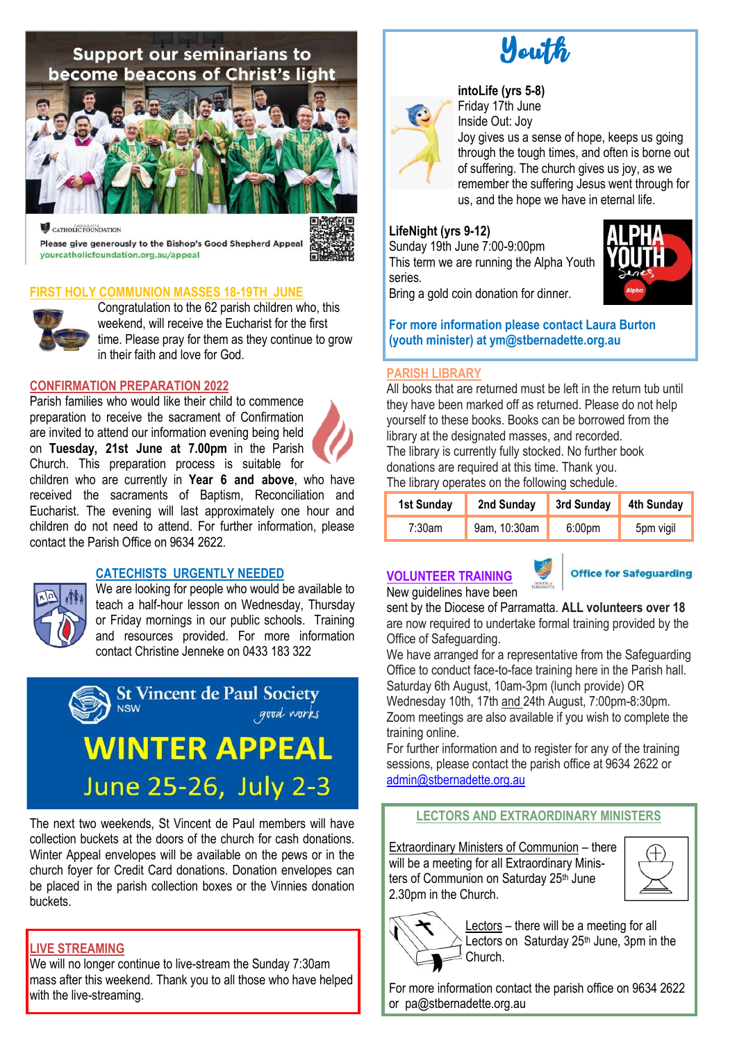## Support our seminarians to become beacons of Christ's light

CATHOLIC FOUNDATION

Please give generously to the Bishop's Good Shepherd Appeal
yourcatholicfoundation.org.au/appeal

## FIRST HOLY COMMUNION MASSES 18-19TH JUNE

Congratulation to the 62 parish children who, this weekend, will receive the Eucharist for the first time. Please pray for them as they continue to grow in their faith and love for God.

## CONFIRMATION PREPARATION 2022

Parish families who would like their child to commence preparation to receive the sacrament of Confirmation are invited to attend our information evening being held on **Tuesday, 21st June at 7.00pm** in the Parish Church. This preparation process is suitable for children who are currently in **Year 6 and above**, who have received the sacraments of Baptism, Reconciliation and Eucharist. The evening will last approximately one hour and children do not need to attend. For further information, please contact the Parish Office on 9634 2622.

## CATECHISTS URGENTLY NEEDED

We are looking for people who would be available to teach a half-hour lesson on Wednesday, Thursday or Friday mornings in our public schools. Training and resources provided. For more information contact Christine Jenneke on 0433 183 322

## St Vincent de Paul Society NSW

*good works*

## WINTER APPEAL

June 25-26, July 2-3

The next two weekends, St Vincent de Paul members will have collection buckets at the doors of the church for cash donations. Winter Appeal envelopes will be available on the pews or in the church foyer for Credit Card donations. Donation envelopes can be placed in the parish collection boxes or the Vinnies donation buckets.

## LIVE STREAMING

We will no longer continue to live-stream the Sunday 7:30am mass after this weekend. Thank you to all those who have helped with the live-streaming.

# Youth

**intoLife (yrs 5-8)**
Friday 17th June
Inside Out: Joy
Joy gives us a sense of hope, keeps us going through the tough times, and often is borne out of suffering. The church gives us joy, as we remember the suffering Jesus went through for us, and the hope we have in eternal life.

**LifeNight (yrs 9-12)**
Sunday 19th June 7:00-9:00pm
This term we are running the Alpha Youth series.
Bring a gold coin donation for dinner.

**For more information please contact Laura Burton (youth minister) at ym@stbernadette.org.au**

## PARISH LIBRARY

All books that are returned must be left in the return tub until they have been marked off as returned. Please do not help yourself to these books. Books can be borrowed from the library at the designated masses, and recorded.
The library is currently fully stocked. No further book donations are required at this time. Thank you.
The library operates on the following schedule.

| 1st Sunday | 2nd Sunday | 3rd Sunday | 4th Sunday |
|---|---|---|---|
| 7:30am | 9am, 10:30am | 6:00pm | 5pm vigil |

## VOLUNTEER TRAINING

Office for Safeguarding

New guidelines have been sent by the Diocese of Parramatta. **ALL volunteers over 18** are now required to undertake formal training provided by the Office of Safeguarding.
We have arranged for a representative from the Safeguarding Office to conduct face-to-face training here in the Parish hall. Saturday 6th August, 10am-3pm (lunch provide) OR Wednesday 10th, 17th and 24th August, 7:00pm-8:30pm. Zoom meetings are also available if you wish to complete the training online.
For further information and to register for any of the training sessions, please contact the parish office at 9634 2622 or admin@stbernadette.org.au

## LECTORS AND EXTRAORDINARY MINISTERS

Extraordinary Ministers of Communion – there will be a meeting for all Extraordinary Ministers of Communion on Saturday 25th June 2.30pm in the Church.

Lectors – there will be a meeting for all Lectors on Saturday 25th June, 3pm in the Church.

For more information contact the parish office on 9634 2622 or pa@stbernadette.org.au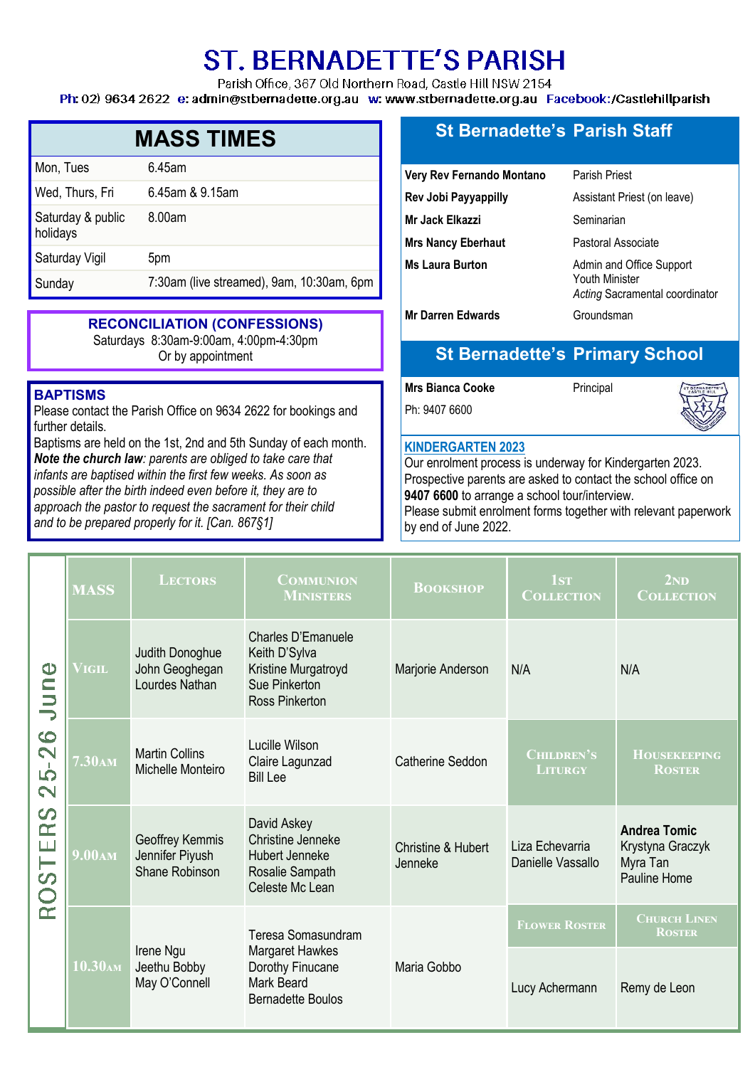# ST. BERNADETTE'S PARISH

Parish Office, 367 Old Northern Road, Castle Hill NSW 2154

Ph: 02) 9634 2622 e: admin@stbernadette.org.au w: www.stbernadette.org.au Facebook:/Castlehillparish

## MASS TIMES

| | |
|---|---|
| Mon, Tues | 6.45am |
| Wed, Thurs, Fri | 6.45am & 9.15am |
| Saturday & public holidays | 8.00am |
| Saturday Vigil | 5pm |
| Sunday | 7:30am (live streamed), 9am, 10:30am, 6pm |

## RECONCILIATION (CONFESSIONS)

Saturdays 8:30am-9:00am, 4:00pm-4:30pm
Or by appointment

## BAPTISMS

Please contact the Parish Office on 9634 2622 for bookings and further details.

Baptisms are held on the 1st, 2nd and 5th Sunday of each month.

***Note the church law**: parents are obliged to take care that infants are baptised within the first few weeks. As soon as possible after the birth indeed even before it, they are to approach the pastor to request the sacrament for their child and to be prepared properly for it. [Can. 867§1]*

## St Bernadette's Parish Staff

| | |
|---|---|
| **Very Rev Fernando Montano** | Parish Priest |
| **Rev Jobi Payyappilly** | Assistant Priest (on leave) |
| **Mr Jack Elkazzi** | Seminarian |
| **Mrs Nancy Eberhaut** | Pastoral Associate |
| **Ms Laura Burton** | Admin and Office Support<br>Youth Minister<br>*Acting* Sacramental coordinator |
| **Mr Darren Edwards** | Groundsman |

## St Bernadette's Primary School

**Mrs Bianca Cooke** — Principal

Ph: 9407 6600

### KINDERGARTEN 2023

Our enrolment process is underway for Kindergarten 2023. Prospective parents are asked to contact the school office on **9407 6600** to arrange a school tour/interview.
Please submit enrolment forms together with relevant paperwork by end of June 2022.

## ROSTERS 25-26 June

| Mass | Lectors | Communion Ministers | Bookshop | 1st Collection | 2nd Collection |
|---|---|---|---|---|---|
| Vigil | Judith Donoghue<br>John Geoghegan<br>Lourdes Nathan | Charles D'Emanuele<br>Keith D'Sylva<br>Kristine Murgatroyd<br>Sue Pinkerton<br>Ross Pinkerton | Marjorie Anderson | N/A | N/A |
| 7.30am | Martin Collins<br>Michelle Monteiro | Lucille Wilson<br>Claire Lagunzad<br>Bill Lee | Catherine Seddon | **Children's Liturgy** | **Housekeeping Roster** |
| 9.00am | Geoffrey Kemmis<br>Jennifer Piyush<br>Shane Robinson | David Askey<br>Christine Jenneke<br>Hubert Jenneke<br>Rosalie Sampath<br>Celeste Mc Lean | Christine & Hubert Jenneke | Liza Echevarria<br>Danielle Vassallo | **Andrea Tomic**<br>Krystyna Graczyk<br>Myra Tan<br>Pauline Home |
| 10.30am | Irene Ngu<br>Jeethu Bobby<br>May O'Connell | Teresa Somasundram<br>Margaret Hawkes<br>Dorothy Finucane<br>Mark Beard<br>Bernadette Boulos | Maria Gobbo | **Flower Roster**<br>Lucy Achermann | **Church Linen Roster**<br>Remy de Leon |